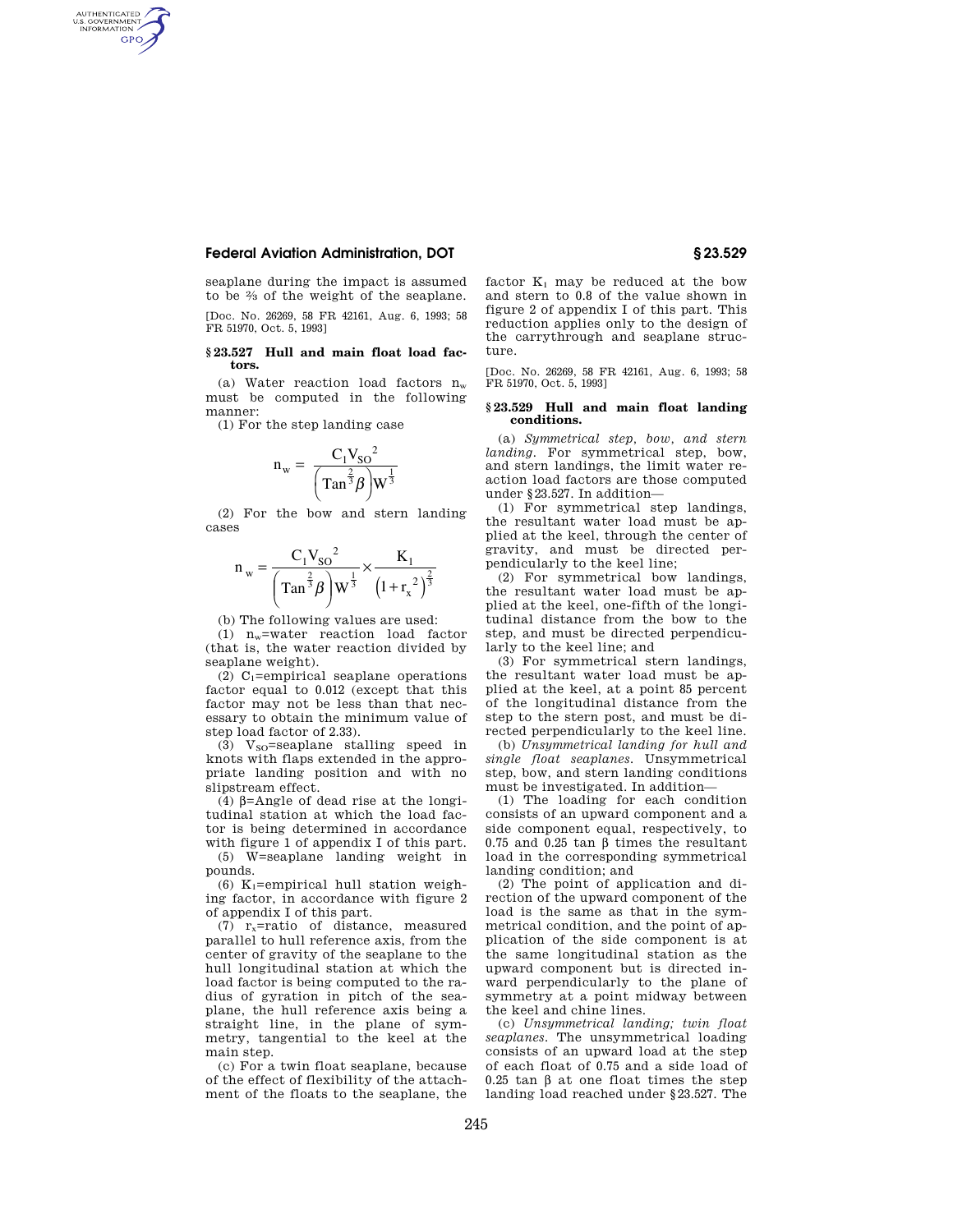seaplane during the impact is assumed to be ⅔ of the weight of the seaplane.

[Doc. No. 26269, 58 FR 42161, Aug. 6, 1993; 58 FR 51970, Oct. 5, 1993]

### § 23.527 Hull and main float load factors.

(a) Water reaction load factors $n_w$ must be computed in the following manner:

(1) For the step landing case

$$n_w = \frac{C_1 V_{SO}^2}{\left(\text{Tan}^{\frac{2}{3}}\beta\right) W^{\frac{1}{3}}}$$

(2) For the bow and stern landing cases

$$n_w = \frac{C_1 V_{SO}^2}{\left(\text{Tan}^{\frac{2}{3}}\beta\right) W^{\frac{1}{3}}} \times \frac{K_1}{\left(1 + r_x^2\right)^{\frac{2}{3}}}$$

(b) The following values are used:

(1) $n_w$=water reaction load factor (that is, the water reaction divided by seaplane weight).

(2) $C_1$=empirical seaplane operations factor equal to 0.012 (except that this factor may not be less than that necessary to obtain the minimum value of step load factor of 2.33).

(3) $V_{SO}$=seaplane stalling speed in knots with flaps extended in the appropriate landing position and with no slipstream effect.

(4) β=Angle of dead rise at the longitudinal station at which the load factor is being determined in accordance with figure 1 of appendix I of this part.

(5) W=seaplane landing weight in pounds.

(6) $K_1$=empirical hull station weighing factor, in accordance with figure 2 of appendix I of this part.

(7) $r_x$=ratio of distance, measured parallel to hull reference axis, from the center of gravity of the seaplane to the hull longitudinal station at which the load factor is being computed to the radius of gyration in pitch of the seaplane, the hull reference axis being a straight line, in the plane of symmetry, tangential to the keel at the main step.

(c) For a twin float seaplane, because of the effect of flexibility of the attachment of the floats to the seaplane, the factor $K_1$ may be reduced at the bow and stern to 0.8 of the value shown in figure 2 of appendix I of this part. This reduction applies only to the design of the carrythrough and seaplane structure.

[Doc. No. 26269, 58 FR 42161, Aug. 6, 1993; 58 FR 51970, Oct. 5, 1993]

### § 23.529 Hull and main float landing conditions.

(a) *Symmetrical step, bow, and stern landing.* For symmetrical step, bow, and stern landings, the limit water reaction load factors are those computed under § 23.527. In addition—

(1) For symmetrical step landings, the resultant water load must be applied at the keel, through the center of gravity, and must be directed perpendicularly to the keel line;

(2) For symmetrical bow landings, the resultant water load must be applied at the keel, one-fifth of the longitudinal distance from the bow to the step, and must be directed perpendicularly to the keel line; and

(3) For symmetrical stern landings, the resultant water load must be applied at the keel, at a point 85 percent of the longitudinal distance from the step to the stern post, and must be directed perpendicularly to the keel line.

(b) *Unsymmetrical landing for hull and single float seaplanes.* Unsymmetrical step, bow, and stern landing conditions must be investigated. In addition—

(1) The loading for each condition consists of an upward component and a side component equal, respectively, to 0.75 and 0.25 tan β times the resultant load in the corresponding symmetrical landing condition; and

(2) The point of application and direction of the upward component of the load is the same as that in the symmetrical condition, and the point of application of the side component is at the same longitudinal station as the upward component but is directed inward perpendicularly to the plane of symmetry at a point midway between the keel and chine lines.

(c) *Unsymmetrical landing; twin float seaplanes.* The unsymmetrical loading consists of an upward load at the step of each float of 0.75 and a side load of 0.25 tan β at one float times the step landing load reached under § 23.527. The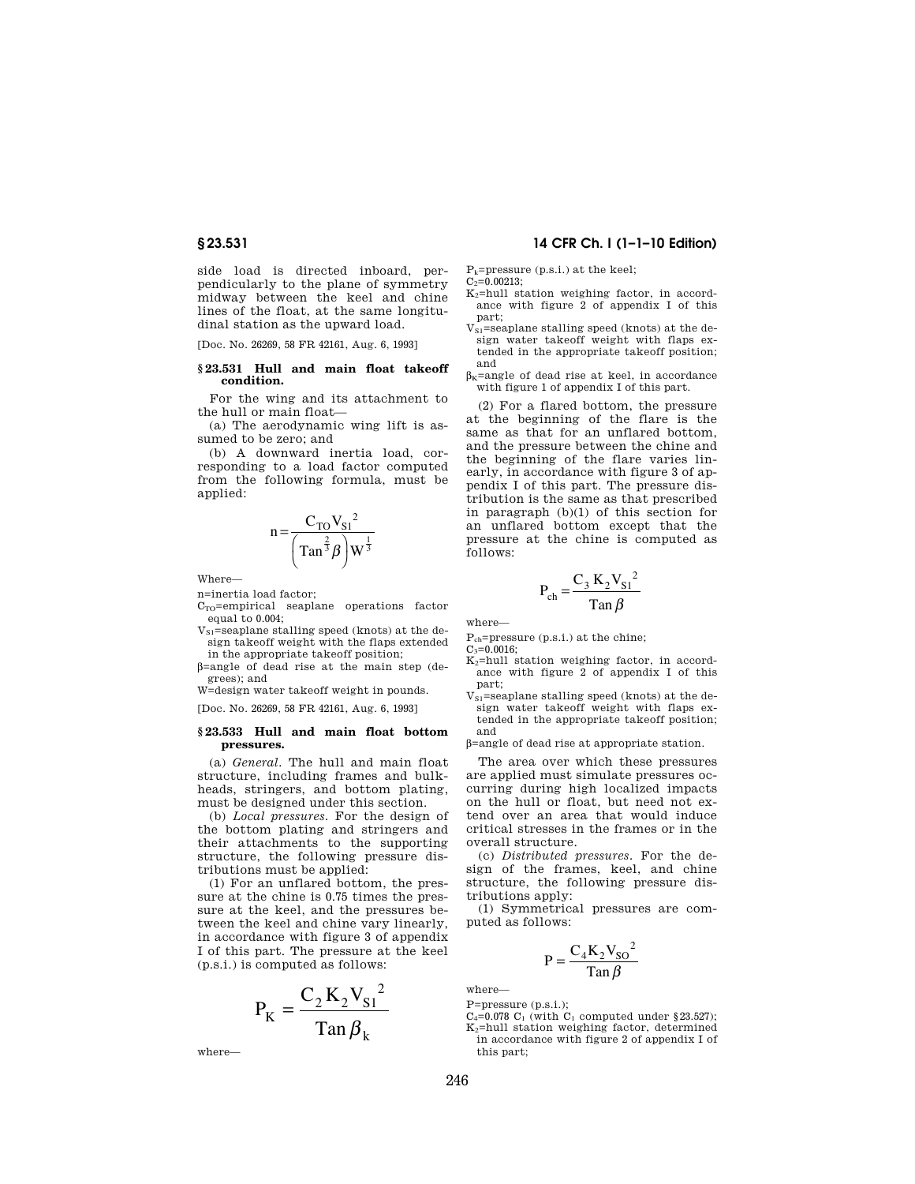side load is directed inboard, perpendicularly to the plane of symmetry midway between the keel and chine lines of the float, at the same longitudinal station as the upward load.

[Doc. No. 26269, 58 FR 42161, Aug. 6, 1993]

### § 23.531 Hull and main float takeoff condition.

For the wing and its attachment to the hull or main float—

(a) The aerodynamic wing lift is assumed to be zero; and

(b) A downward inertia load, corresponding to a load factor computed from the following formula, must be applied:

$$n = \frac{C_{TO} V_{S1}^{2}}{\left(\operatorname{Tan}^{\frac{2}{3}} \beta\right) W^{\frac{1}{3}}}$$

Where—

$n$=inertia load factor;

$C_{TO}$=empirical seaplane operations factor equal to 0.004;

$V_{S1}$=seaplane stalling speed (knots) at the design takeoff weight with the flaps extended in the appropriate takeoff position;

$\beta$=angle of dead rise at the main step (degrees); and

$W$=design water takeoff weight in pounds.

[Doc. No. 26269, 58 FR 42161, Aug. 6, 1993]

### § 23.533 Hull and main float bottom pressures.

(a) *General*. The hull and main float structure, including frames and bulkheads, stringers, and bottom plating, must be designed under this section.

(b) *Local pressures*. For the design of the bottom plating and stringers and their attachments to the supporting structure, the following pressure distributions must be applied:

(1) For an unflared bottom, the pressure at the chine is 0.75 times the pressure at the keel, and the pressures between the keel and chine vary linearly, in accordance with figure 3 of appendix I of this part. The pressure at the keel (p.s.i.) is computed as follows:

$$P_K = \frac{C_2 K_2 V_{S1}^{2}}{\operatorname{Tan} \beta_k}$$

where—

$P_k$=pressure (p.s.i.) at the keel;

$C_2$=0.00213;

$K_2$=hull station weighing factor, in accordance with figure 2 of appendix I of this part;

$V_{S1}$=seaplane stalling speed (knots) at the design water takeoff weight with flaps extended in the appropriate takeoff position; and

$\beta_K$=angle of dead rise at keel, in accordance with figure 1 of appendix I of this part.

(2) For a flared bottom, the pressure at the beginning of the flare is the same as that for an unflared bottom, and the pressure between the chine and the beginning of the flare varies linearly, in accordance with figure 3 of appendix I of this part. The pressure distribution is the same as that prescribed in paragraph (b)(1) of this section for an unflared bottom except that the pressure at the chine is computed as follows:

$$P_{ch} = \frac{C_3 K_2 V_{S1}^{2}}{\operatorname{Tan} \beta}$$

where—

$P_{ch}$=pressure (p.s.i.) at the chine;

$C_3$=0.0016;

$K_2$=hull station weighing factor, in accordance with figure 2 of appendix I of this part;

$V_{S1}$=seaplane stalling speed (knots) at the design water takeoff weight with flaps extended in the appropriate takeoff position; and

$\beta$=angle of dead rise at appropriate station.

The area over which these pressures are applied must simulate pressures occurring during high localized impacts on the hull or float, but need not extend over an area that would induce critical stresses in the frames or in the overall structure.

(c) *Distributed pressures*. For the design of the frames, keel, and chine structure, the following pressure distributions apply:

(1) Symmetrical pressures are computed as follows:

$$P = \frac{C_4 K_2 V_{SO}^{2}}{\operatorname{Tan} \beta}$$

where—

$P$=pressure (p.s.i.);

$C_4$=0.078 $C_1$ (with $C_1$ computed under §23.527);

$K_2$=hull station weighing factor, determined in accordance with figure 2 of appendix I of this part;